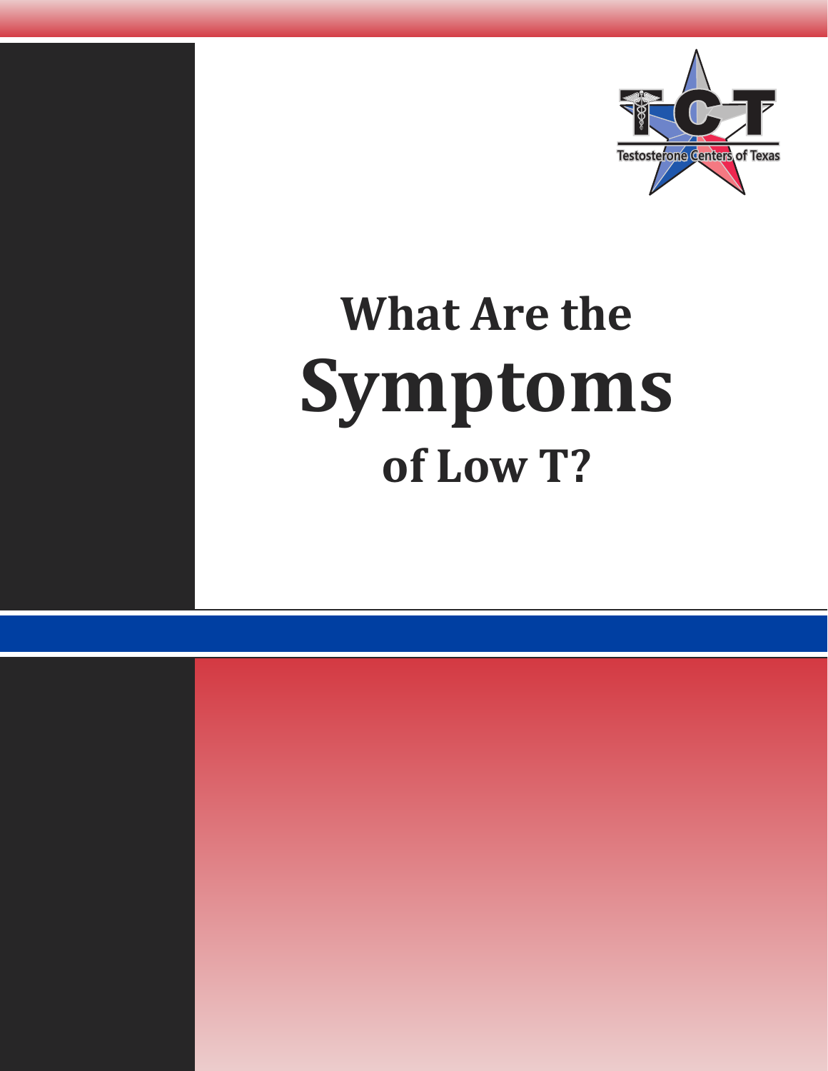Testosterone Centers of Texas

# What Are the Symptoms of Low T?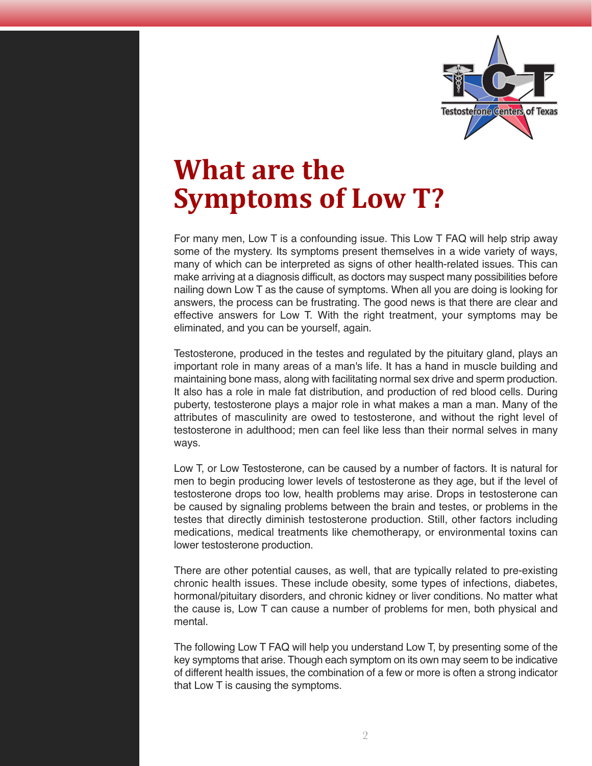# What are the Symptoms of Low T?

For many men, Low T is a confounding issue. This Low T FAQ will help strip away some of the mystery. Its symptoms present themselves in a wide variety of ways, many of which can be interpreted as signs of other health-related issues. This can make arriving at a diagnosis difficult, as doctors may suspect many possibilities before nailing down Low T as the cause of symptoms. When all you are doing is looking for answers, the process can be frustrating. The good news is that there are clear and effective answers for Low T. With the right treatment, your symptoms may be eliminated, and you can be yourself, again.

Testosterone, produced in the testes and regulated by the pituitary gland, plays an important role in many areas of a man's life. It has a hand in muscle building and maintaining bone mass, along with facilitating normal sex drive and sperm production. It also has a role in male fat distribution, and production of red blood cells. During puberty, testosterone plays a major role in what makes a man a man. Many of the attributes of masculinity are owed to testosterone, and without the right level of testosterone in adulthood; men can feel like less than their normal selves in many ways.

Low T, or Low Testosterone, can be caused by a number of factors. It is natural for men to begin producing lower levels of testosterone as they age, but if the level of testosterone drops too low, health problems may arise. Drops in testosterone can be caused by signaling problems between the brain and testes, or problems in the testes that directly diminish testosterone production. Still, other factors including medications, medical treatments like chemotherapy, or environmental toxins can lower testosterone production.

There are other potential causes, as well, that are typically related to pre-existing chronic health issues. These include obesity, some types of infections, diabetes, hormonal/pituitary disorders, and chronic kidney or liver conditions. No matter what the cause is, Low T can cause a number of problems for men, both physical and mental.

The following Low T FAQ will help you understand Low T, by presenting some of the key symptoms that arise. Though each symptom on its own may seem to be indicative of different health issues, the combination of a few or more is often a strong indicator that Low T is causing the symptoms.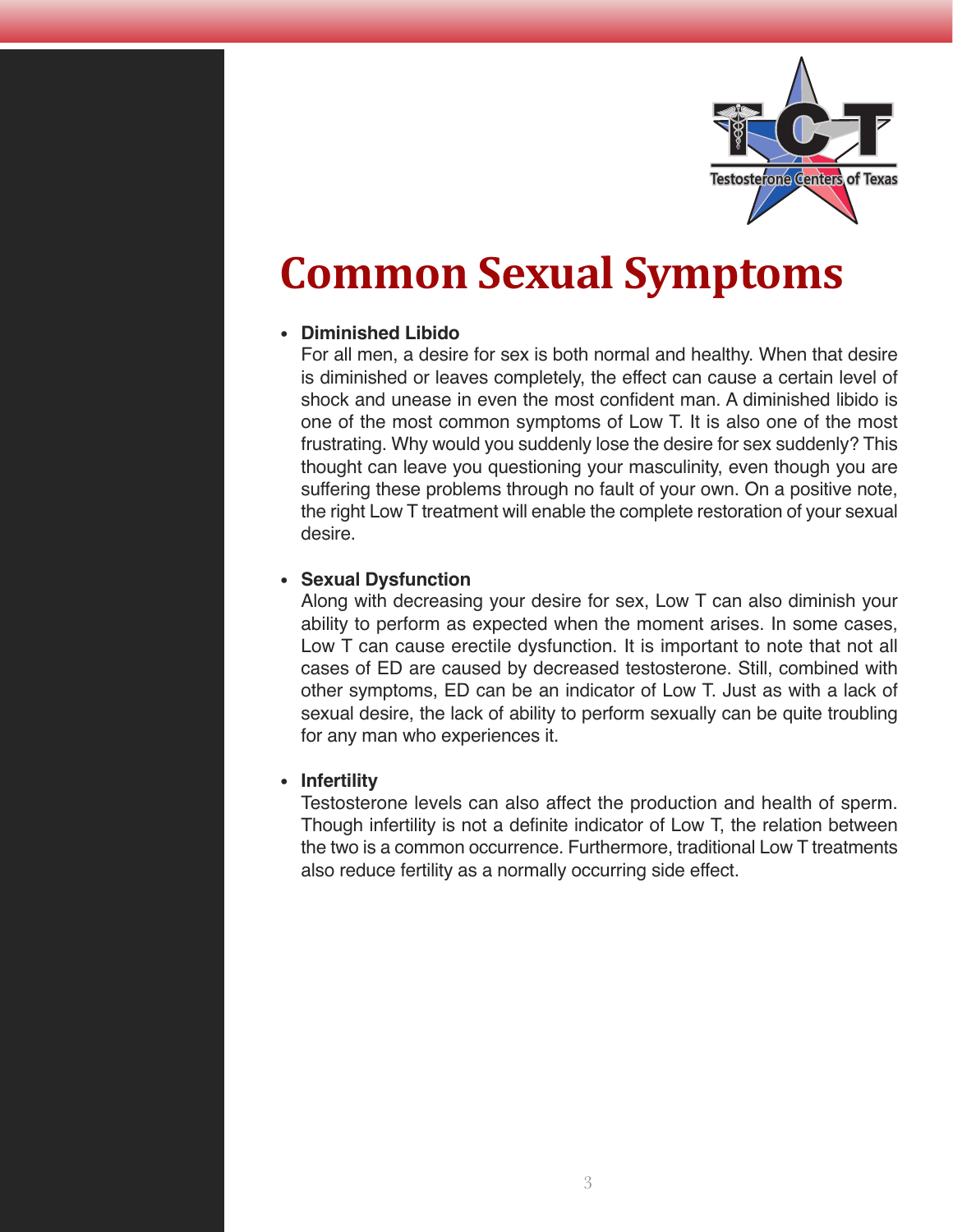# Common Sexual Symptoms

- **Diminished Libido**
  For all men, a desire for sex is both normal and healthy. When that desire is diminished or leaves completely, the effect can cause a certain level of shock and unease in even the most confident man. A diminished libido is one of the most common symptoms of Low T. It is also one of the most frustrating. Why would you suddenly lose the desire for sex suddenly? This thought can leave you questioning your masculinity, even though you are suffering these problems through no fault of your own. On a positive note, the right Low T treatment will enable the complete restoration of your sexual desire.

- **Sexual Dysfunction**
  Along with decreasing your desire for sex, Low T can also diminish your ability to perform as expected when the moment arises. In some cases, Low T can cause erectile dysfunction. It is important to note that not all cases of ED are caused by decreased testosterone. Still, combined with other symptoms, ED can be an indicator of Low T. Just as with a lack of sexual desire, the lack of ability to perform sexually can be quite troubling for any man who experiences it.

- **Infertility**
  Testosterone levels can also affect the production and health of sperm. Though infertility is not a definite indicator of Low T, the relation between the two is a common occurrence. Furthermore, traditional Low T treatments also reduce fertility as a normally occurring side effect.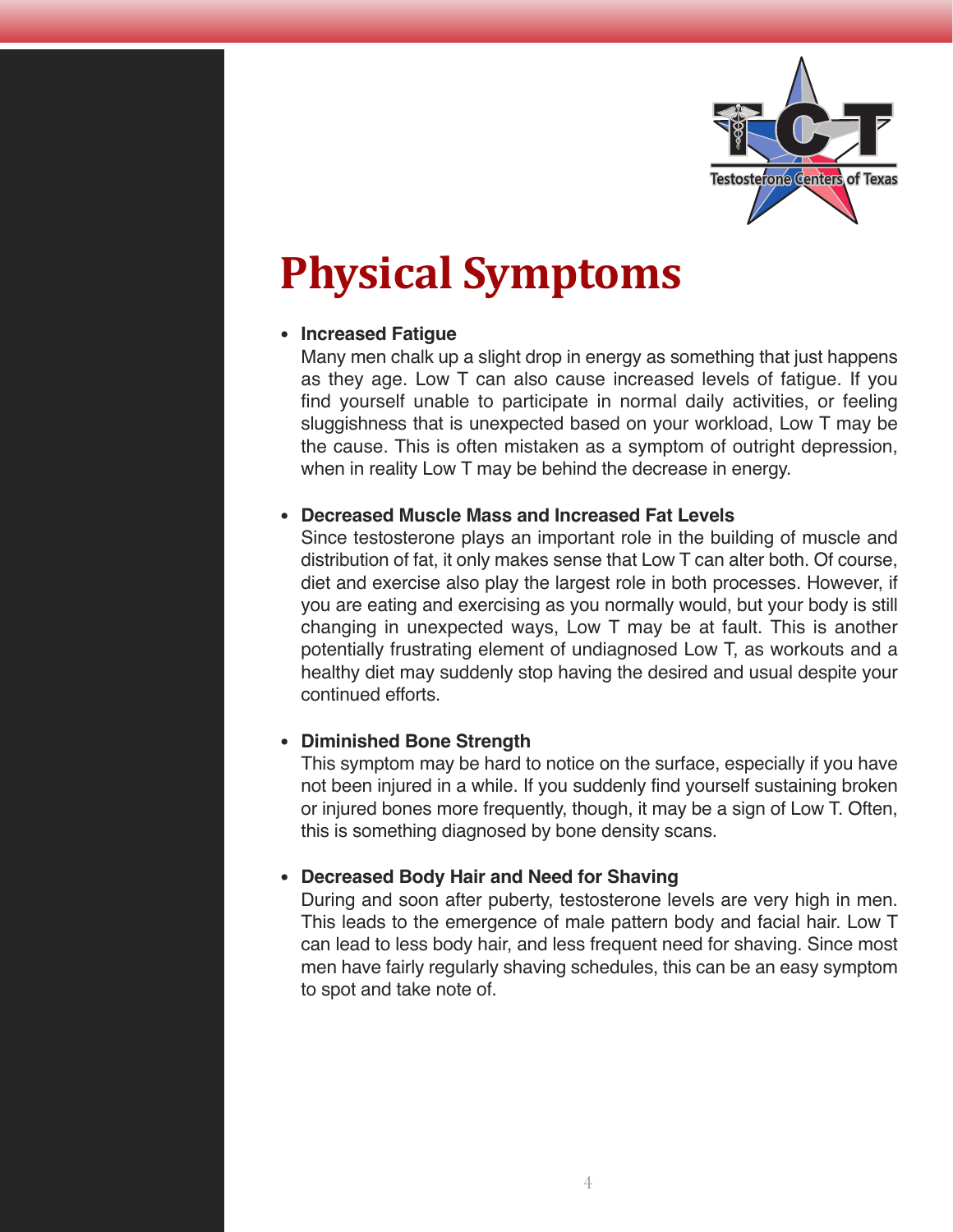# Physical Symptoms

- **Increased Fatigue**
  Many men chalk up a slight drop in energy as something that just happens as they age. Low T can also cause increased levels of fatigue. If you find yourself unable to participate in normal daily activities, or feeling sluggishness that is unexpected based on your workload, Low T may be the cause. This is often mistaken as a symptom of outright depression, when in reality Low T may be behind the decrease in energy.

- **Decreased Muscle Mass and Increased Fat Levels**
  Since testosterone plays an important role in the building of muscle and distribution of fat, it only makes sense that Low T can alter both. Of course, diet and exercise also play the largest role in both processes. However, if you are eating and exercising as you normally would, but your body is still changing in unexpected ways, Low T may be at fault. This is another potentially frustrating element of undiagnosed Low T, as workouts and a healthy diet may suddenly stop having the desired and usual despite your continued efforts.

- **Diminished Bone Strength**
  This symptom may be hard to notice on the surface, especially if you have not been injured in a while. If you suddenly find yourself sustaining broken or injured bones more frequently, though, it may be a sign of Low T. Often, this is something diagnosed by bone density scans.

- **Decreased Body Hair and Need for Shaving**
  During and soon after puberty, testosterone levels are very high in men. This leads to the emergence of male pattern body and facial hair. Low T can lead to less body hair, and less frequent need for shaving. Since most men have fairly regularly shaving schedules, this can be an easy symptom to spot and take note of.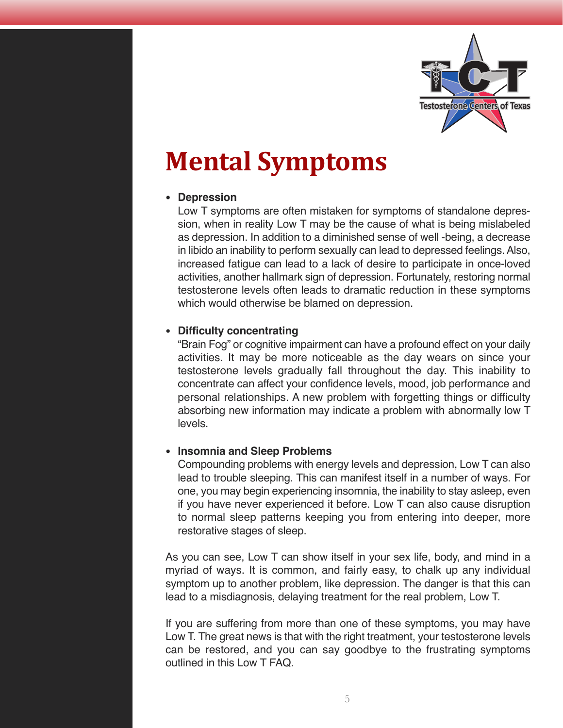# Mental Symptoms

- **Depression**
  Low T symptoms are often mistaken for symptoms of standalone depression, when in reality Low T may be the cause of what is being mislabeled as depression. In addition to a diminished sense of well -being, a decrease in libido an inability to perform sexually can lead to depressed feelings. Also, increased fatigue can lead to a lack of desire to participate in once-loved activities, another hallmark sign of depression. Fortunately, restoring normal testosterone levels often leads to dramatic reduction in these symptoms which would otherwise be blamed on depression.

- **Difficulty concentrating**
  "Brain Fog" or cognitive impairment can have a profound effect on your daily activities. It may be more noticeable as the day wears on since your testosterone levels gradually fall throughout the day. This inability to concentrate can affect your confidence levels, mood, job performance and personal relationships. A new problem with forgetting things or difficulty absorbing new information may indicate a problem with abnormally low T levels.

- **Insomnia and Sleep Problems**
  Compounding problems with energy levels and depression, Low T can also lead to trouble sleeping. This can manifest itself in a number of ways. For one, you may begin experiencing insomnia, the inability to stay asleep, even if you have never experienced it before. Low T can also cause disruption to normal sleep patterns keeping you from entering into deeper, more restorative stages of sleep.

As you can see, Low T can show itself in your sex life, body, and mind in a myriad of ways. It is common, and fairly easy, to chalk up any individual symptom up to another problem, like depression. The danger is that this can lead to a misdiagnosis, delaying treatment for the real problem, Low T.

If you are suffering from more than one of these symptoms, you may have Low T. The great news is that with the right treatment, your testosterone levels can be restored, and you can say goodbye to the frustrating symptoms outlined in this Low T FAQ.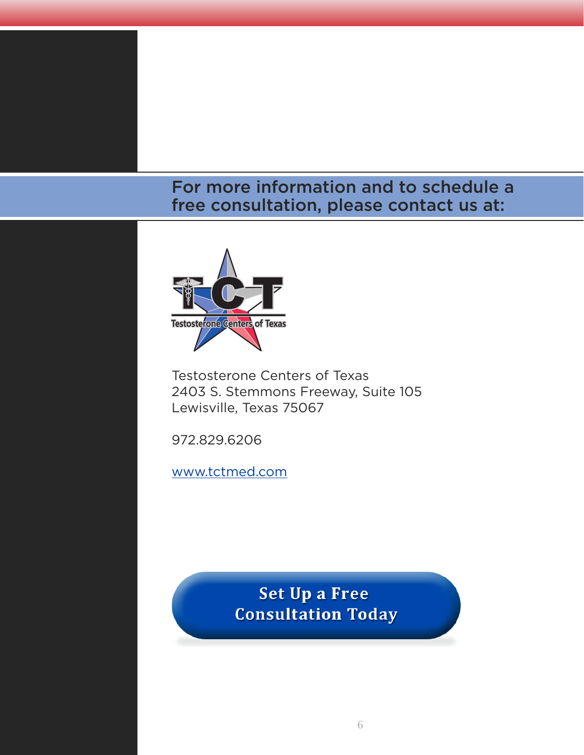## For more information and to schedule a free consultation, please contact us at:

Testosterone Centers of Texas

Testosterone Centers of Texas
2403 S. Stemmons Freeway, Suite 105
Lewisville, Texas 75067

972.829.6206

www.tctmed.com

**Set Up a Free Consultation Today**